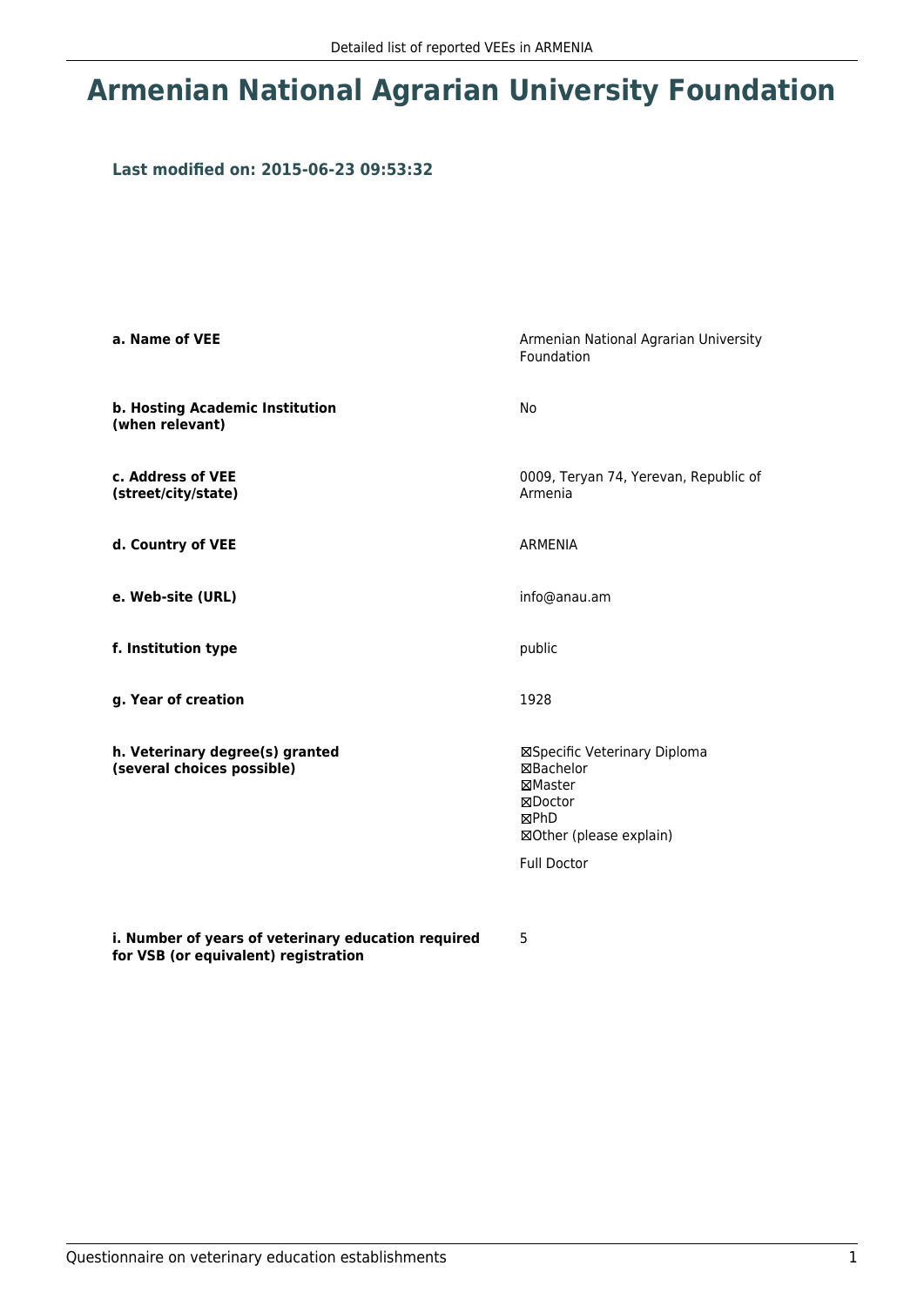# Armenian National Agrarian University Foundation

### Last modified on: 2015-06-23 09:53:32

| | |
|---|---|
| **a. Name of VEE** | Armenian National Agrarian University Foundation |
| **b. Hosting Academic Institution (when relevant)** | No |
| **c. Address of VEE (street/city/state)** | 0009, Teryan 74, Yerevan, Republic of Armenia |
| **d. Country of VEE** | ARMENIA |
| **e. Web-site (URL)** | info@anau.am |
| **f. Institution type** | public |
| **g. Year of creation** | 1928 |
| **h. Veterinary degree(s) granted (several choices possible)** | ☒Specific Veterinary Diploma<br>☒Bachelor<br>☒Master<br>☒Doctor<br>☒PhD<br>☒Other (please explain)<br>Full Doctor |
| **i. Number of years of veterinary education required for VSB (or equivalent) registration** | 5 |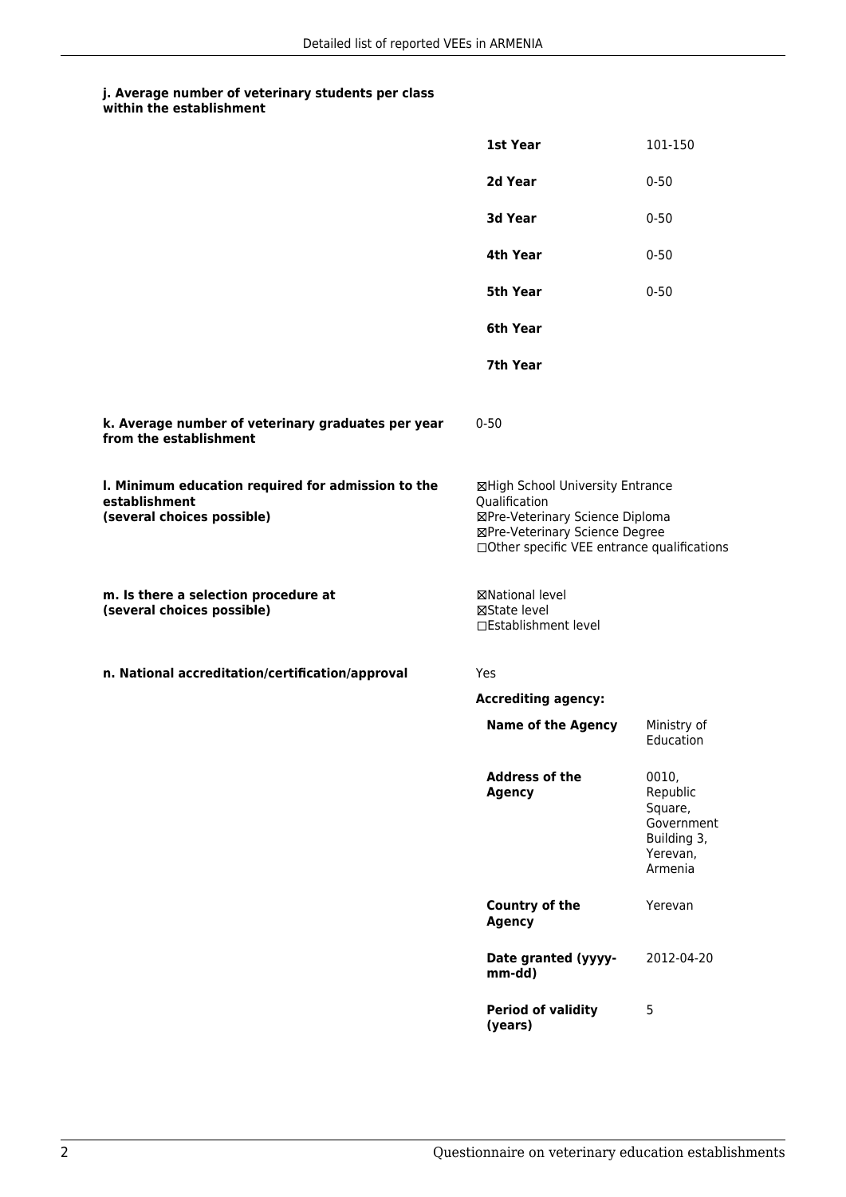#### j. Average number of veterinary students per class within the establishment

| | |
|---|---|
| **1st Year** | 101-150 |
| **2d Year** | 0-50 |
| **3d Year** | 0-50 |
| **4th Year** | 0-50 |
| **5th Year** | 0-50 |
| **6th Year** | |
| **7th Year** | |

#### k. Average number of veterinary graduates per year from the establishment

0-50

#### l. Minimum education required for admission to the establishment (several choices possible)

☒High School University Entrance Qualification
☒Pre-Veterinary Science Diploma
☒Pre-Veterinary Science Degree
☐Other specific VEE entrance qualifications

#### m. Is there a selection procedure at (several choices possible)

☒National level
☒State level
☐Establishment level

#### n. National accreditation/certification/approval

Yes

**Accrediting agency:**

| | |
|---|---|
| **Name of the Agency** | Ministry of Education |
| **Address of the Agency** | 0010, Republic Square, Government Building 3, Yerevan, Armenia |
| **Country of the Agency** | Yerevan |
| **Date granted (yyyy-mm-dd)** | 2012-04-20 |
| **Period of validity (years)** | 5 |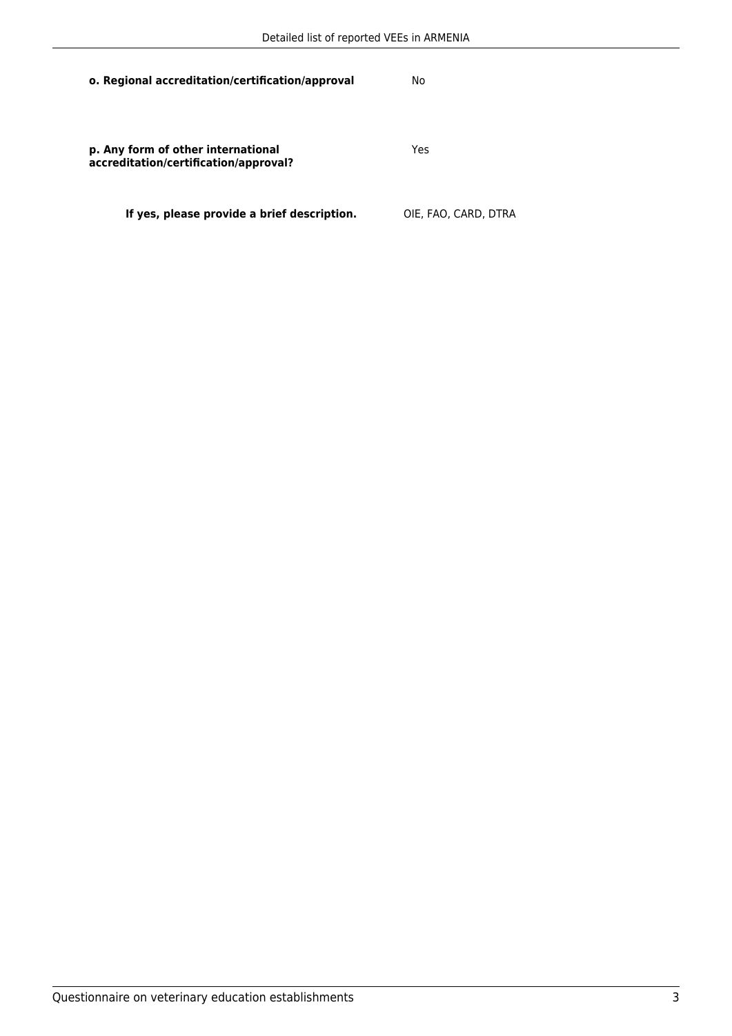**o. Regional accreditation/certification/approval**

No

**p. Any form of other international accreditation/certification/approval?**

Yes

**If yes, please provide a brief description.**

OIE, FAO, CARD, DTRA